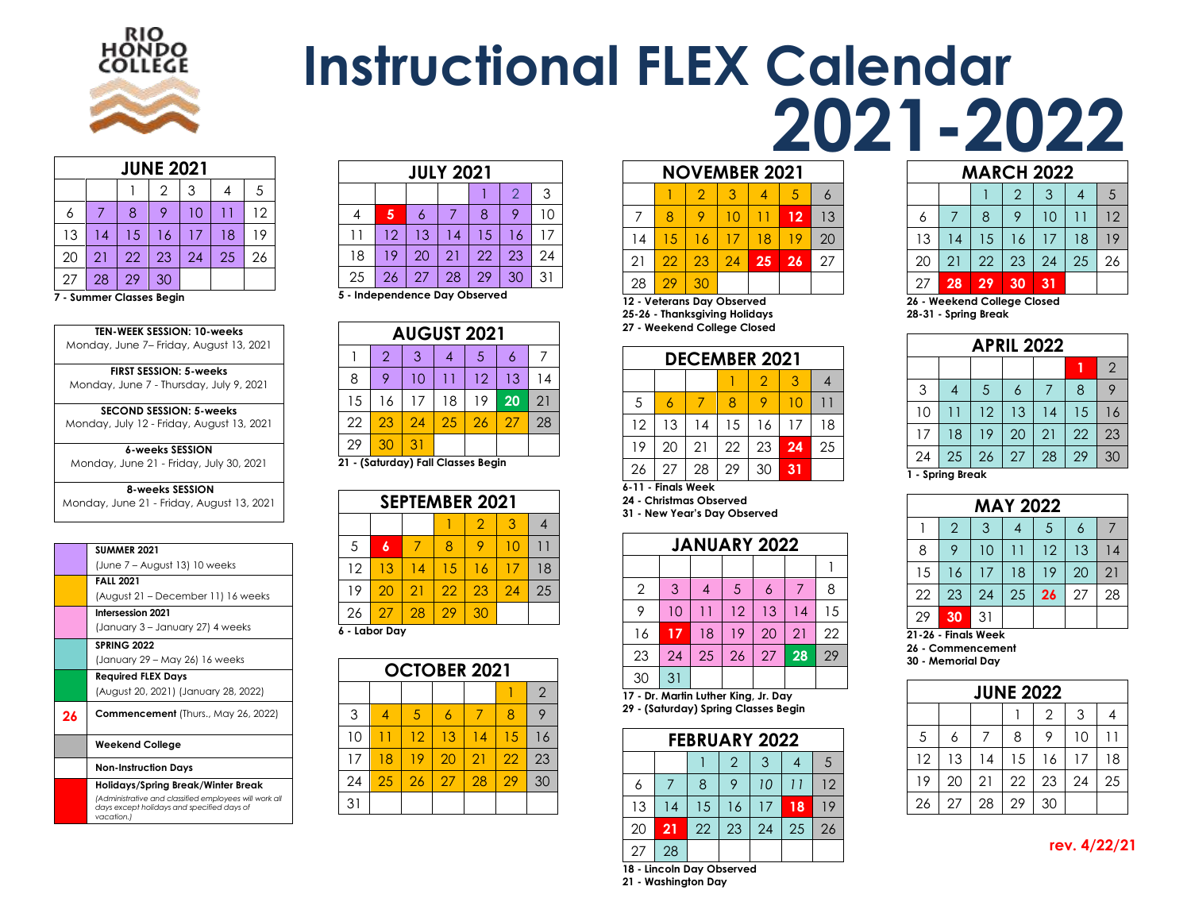RIO HONDO COLLEGE

# Instructional FLEX Calendar 2021-2022

| JUNE 2021 | | | | | | |
|---|---|---|---|---|---|---|
| | | 1 | 2 | 3 | 4 | 5 |
| 6 | 7 | 8 | 9 | 10 | 11 | 12 |
| 13 | 14 | 15 | 16 | 17 | 18 | 19 |
| 20 | 21 | 22 | 23 | 24 | 25 | 26 |
| 27 | 28 | 29 | 30 | | | |

7 - Summer Classes Begin

| |
|---|
| **TEN-WEEK SESSION: 10-weeks** Monday, June 7– Friday, August 13, 2021 |
| **FIRST SESSION: 5-weeks** Monday, June 7 - Thursday, July 9, 2021 |
| **SECOND SESSION: 5-weeks** Monday, July 12 - Friday, August 13, 2021 |
| **6-weeks SESSION** Monday, June 21 - Friday, July 30, 2021 |
| **8-weeks SESSION** Monday, June 21 - Friday, August 13, 2021 |

| Legend | Description |
|---|---|
| (purple) | **SUMMER 2021** (June 7 – August 13) 10 weeks |
| (orange) | **FALL 2021** (August 21 – December 11) 16 weeks |
| (pink) | **Intersession 2021** (January 3 – January 27) 4 weeks |
| (teal) | **SPRING 2022** (January 29 – May 26) 16 weeks |
| (green) | **Required FLEX Days** (August 20, 2021) (January 28, 2022) |
| 26 | **Commencement** (Thurs., May 26, 2022) |
| (gray) | **Weekend College** |
| (white) | **Non-Instruction Days** |
| (red) | **Holidays/Spring Break/Winter Break** *(Administrative and classified employees will work all days except holidays and specified days of vacation.)* |

| JULY 2021 | | | | | | |
|---|---|---|---|---|---|---|
| | | | | 1 | 2 | 3 |
| 4 | 5 | 6 | 7 | 8 | 9 | 10 |
| 11 | 12 | 13 | 14 | 15 | 16 | 17 |
| 18 | 19 | 20 | 21 | 22 | 23 | 24 |
| 25 | 26 | 27 | 28 | 29 | 30 | 31 |

5 - Independence Day Observed

| AUGUST 2021 | | | | | | |
|---|---|---|---|---|---|---|
| 1 | 2 | 3 | 4 | 5 | 6 | 7 |
| 8 | 9 | 10 | 11 | 12 | 13 | 14 |
| 15 | 16 | 17 | 18 | 19 | 20 | 21 |
| 22 | 23 | 24 | 25 | 26 | 27 | 28 |
| 29 | 30 | 31 | | | | |

21 - (Saturday) Fall Classes Begin

| SEPTEMBER 2021 | | | | | | |
|---|---|---|---|---|---|---|
| | | | 1 | 2 | 3 | 4 |
| 5 | 6 | 7 | 8 | 9 | 10 | 11 |
| 12 | 13 | 14 | 15 | 16 | 17 | 18 |
| 19 | 20 | 21 | 22 | 23 | 24 | 25 |
| 26 | 27 | 28 | 29 | 30 | | |

6 - Labor Day

| OCTOBER 2021 | | | | | | |
|---|---|---|---|---|---|---|
| | | | | | 1 | 2 |
| 3 | 4 | 5 | 6 | 7 | 8 | 9 |
| 10 | 11 | 12 | 13 | 14 | 15 | 16 |
| 17 | 18 | 19 | 20 | 21 | 22 | 23 |
| 24 | 25 | 26 | 27 | 28 | 29 | 30 |
| 31 | | | | | | |

| NOVEMBER 2021 | | | | | | |
|---|---|---|---|---|---|---|
| | 1 | 2 | 3 | 4 | 5 | 6 |
| 7 | 8 | 9 | 10 | 11 | 12 | 13 |
| 14 | 15 | 16 | 17 | 18 | 19 | 20 |
| 21 | 22 | 23 | 24 | 25 | 26 | 27 |
| 28 | 29 | 30 | | | | |

12 - Veterans Day Observed
25-26 - Thanksgiving Holidays
27 - Weekend College Closed

| DECEMBER 2021 | | | | | | |
|---|---|---|---|---|---|---|
| | | | 1 | 2 | 3 | 4 |
| 5 | 6 | 7 | 8 | 9 | 10 | 11 |
| 12 | 13 | 14 | 15 | 16 | 17 | 18 |
| 19 | 20 | 21 | 22 | 23 | 24 | 25 |
| 26 | 27 | 28 | 29 | 30 | 31 | |

6-11 - Finals Week
24 - Christmas Observed
31 - New Year's Day Observed

| JANUARY 2022 | | | | | | |
|---|---|---|---|---|---|---|
| | | | | | | 1 |
| 2 | 3 | 4 | 5 | 6 | 7 | 8 |
| 9 | 10 | 11 | 12 | 13 | 14 | 15 |
| 16 | 17 | 18 | 19 | 20 | 21 | 22 |
| 23 | 24 | 25 | 26 | 27 | 28 | 29 |
| 30 | 31 | | | | | |

17 - Dr. Martin Luther King, Jr. Day
29 - (Saturday) Spring Classes Begin

| FEBRUARY 2022 | | | | | | |
|---|---|---|---|---|---|---|
| | | 1 | 2 | 3 | 4 | 5 |
| 6 | 7 | 8 | 9 | 10 | 11 | 12 |
| 13 | 14 | 15 | 16 | 17 | 18 | 19 |
| 20 | 21 | 22 | 23 | 24 | 25 | 26 |
| 27 | 28 | | | | | |

18 - Lincoln Day Observed
21 - Washington Day

| MARCH 2022 | | | | | | |
|---|---|---|---|---|---|---|
| | | 1 | 2 | 3 | 4 | 5 |
| 6 | 7 | 8 | 9 | 10 | 11 | 12 |
| 13 | 14 | 15 | 16 | 17 | 18 | 19 |
| 20 | 21 | 22 | 23 | 24 | 25 | 26 |
| 27 | 28 | 29 | 30 | 31 | | |

26 - Weekend College Closed
28-31 - Spring Break

| APRIL 2022 | | | | | | |
|---|---|---|---|---|---|---|
| | | | | | 1 | 2 |
| 3 | 4 | 5 | 6 | 7 | 8 | 9 |
| 10 | 11 | 12 | 13 | 14 | 15 | 16 |
| 17 | 18 | 19 | 20 | 21 | 22 | 23 |
| 24 | 25 | 26 | 27 | 28 | 29 | 30 |

1 - Spring Break

| MAY 2022 | | | | | | |
|---|---|---|---|---|---|---|
| 1 | 2 | 3 | 4 | 5 | 6 | 7 |
| 8 | 9 | 10 | 11 | 12 | 13 | 14 |
| 15 | 16 | 17 | 18 | 19 | 20 | 21 |
| 22 | 23 | 24 | 25 | 26 | 27 | 28 |
| 29 | 30 | 31 | | | | |

21-26 - Finals Week
26 - Commencement
30 - Memorial Day

| JUNE 2022 | | | | | | |
|---|---|---|---|---|---|---|
| | | | 1 | 2 | 3 | 4 |
| 5 | 6 | 7 | 8 | 9 | 10 | 11 |
| 12 | 13 | 14 | 15 | 16 | 17 | 18 |
| 19 | 20 | 21 | 22 | 23 | 24 | 25 |
| 26 | 27 | 28 | 29 | 30 | | |

rev. 4/22/21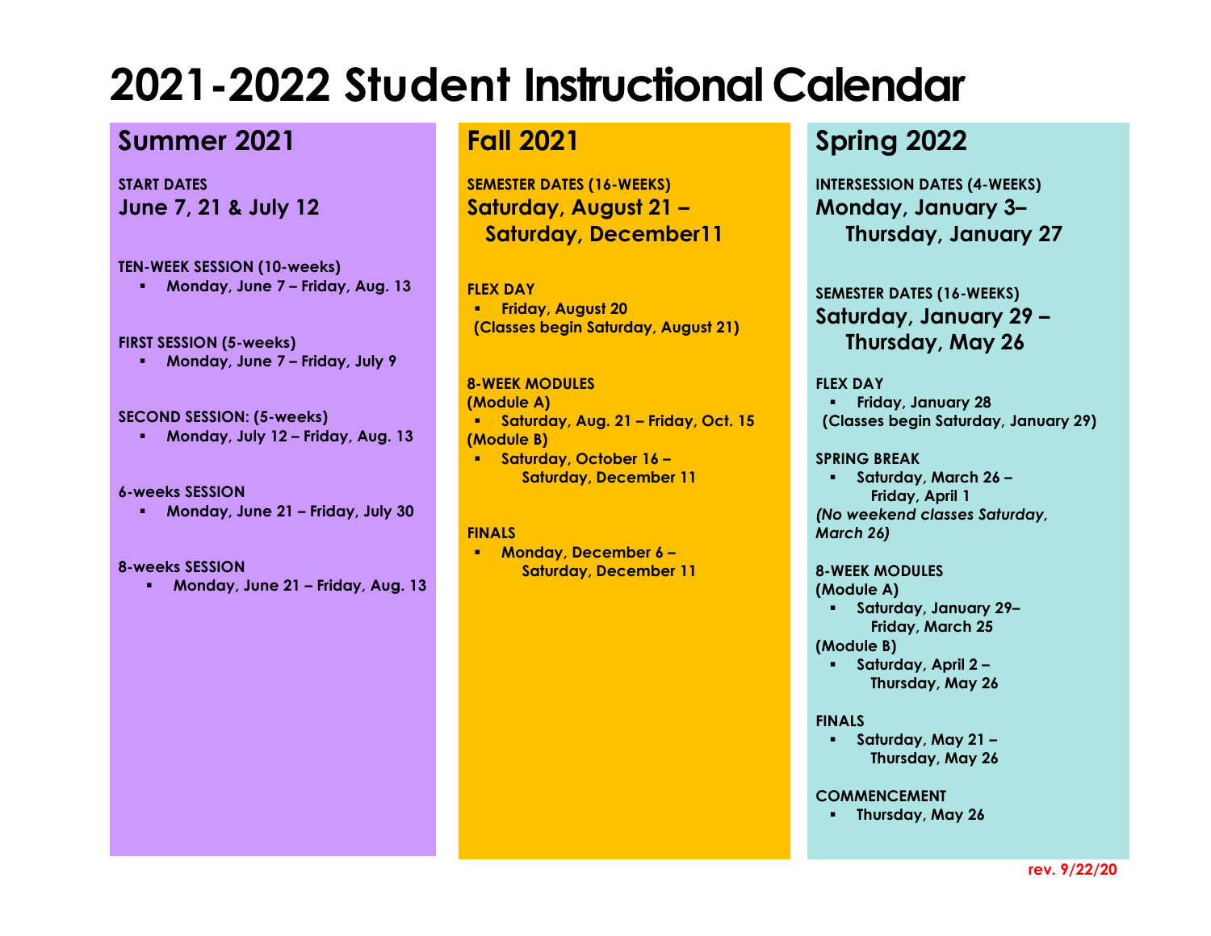# 2021-2022 Student Instructional Calendar

## Summer 2021

**START DATES**
**June 7, 21 & July 12**

**TEN-WEEK SESSION (10-weeks)**
- **Monday, June 7 – Friday, Aug. 13**

**FIRST SESSION (5-weeks)**
- **Monday, June 7 – Friday, July 9**

**SECOND SESSION: (5-weeks)**
- **Monday, July 12 – Friday, Aug. 13**

**6-weeks SESSION**
- **Monday, June 21 – Friday, July 30**

**8-weeks SESSION**
- **Monday, June 21 – Friday, Aug. 13**

## Fall 2021

**SEMESTER DATES (16-WEEKS)**
**Saturday, August 21 – Saturday, December11**

**FLEX DAY**
- **Friday, August 20**

**(Classes begin Saturday, August 21)**

**8-WEEK MODULES**
**(Module A)**
- **Saturday, Aug. 21 – Friday, Oct. 15**

**(Module B)**
- **Saturday, October 16 – Saturday, December 11**

**FINALS**
- **Monday, December 6 – Saturday, December 11**

## Spring 2022

**INTERSESSION DATES (4-WEEKS)**
**Monday, January 3– Thursday, January 27**

**SEMESTER DATES (16-WEEKS)**
**Saturday, January 29 – Thursday, May 26**

**FLEX DAY**
- **Friday, January 28**

**(Classes begin Saturday, January 29)**

**SPRING BREAK**
- **Saturday, March 26 – Friday, April 1**

***(No weekend classes Saturday, March 26)***

**8-WEEK MODULES**
**(Module A)**
- **Saturday, January 29– Friday, March 25**

**(Module B)**
- **Saturday, April 2 – Thursday, May 26**

**FINALS**
- **Saturday, May 21 – Thursday, May 26**

**COMMENCEMENT**
- **Thursday, May 26**

rev. 9/22/20